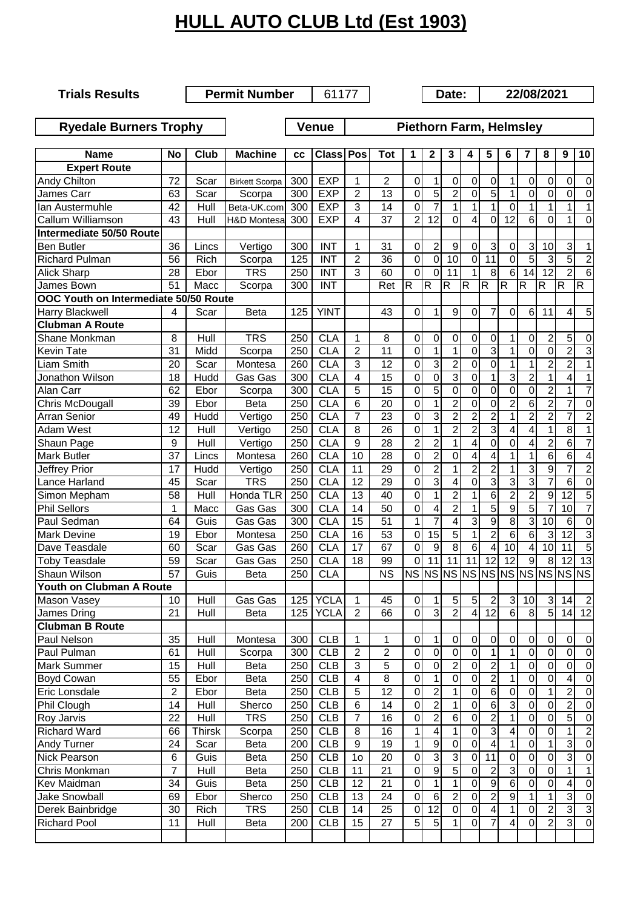# HULL AUTO CLUB Ltd (Est 1903)

| Trials Results | Permit Number | 61177 | Date: | 22/08/2021 |
|---|---|---|---|---|

| Ryedale Burners Trophy | Venue | Piethorn Farm, Helmsley |
|---|---|---|

| Name | No | Club | Machine | cc | Class | Pos | Tot | 1 | 2 | 3 | 4 | 5 | 6 | 7 | 8 | 9 | 10 |
|---|---|---|---|---|---|---|---|---|---|---|---|---|---|---|---|---|---|
| **Expert Route** | | | | | | | | | | | | | | | | | |
| Andy Chilton | 72 | Scar | Birkett Scorpa | 300 | EXP | 1 | 2 | 0 | 1 | 0 | 0 | 0 | 1 | 0 | 0 | 0 | 0 |
| James Carr | 63 | Scar | Scorpa | 300 | EXP | 2 | 13 | 0 | 5 | 2 | 0 | 5 | 1 | 0 | 0 | 0 | 0 |
| Ian Austermuhle | 42 | Hull | Beta-UK.com | 300 | EXP | 3 | 14 | 0 | 7 | 1 | 1 | 1 | 0 | 1 | 1 | 1 | 1 |
| Callum Williamson | 43 | Hull | H&D Montesa | 300 | EXP | 4 | 37 | 2 | 12 | 0 | 4 | 0 | 12 | 6 | 0 | 1 | 0 |
| **Intermediate 50/50 Route** | | | | | | | | | | | | | | | | | |
| Ben Butler | 36 | Lincs | Vertigo | 300 | INT | 1 | 31 | 0 | 2 | 9 | 0 | 3 | 0 | 3 | 10 | 3 | 1 |
| Richard Pulman | 56 | Rich | Scorpa | 125 | INT | 2 | 36 | 0 | 0 | 10 | 0 | 11 | 0 | 5 | 3 | 5 | 2 |
| Alick Sharp | 28 | Ebor | TRS | 250 | INT | 3 | 60 | 0 | 0 | 11 | 1 | 8 | 6 | 14 | 12 | 2 | 6 |
| James Bown | 51 | Macc | Scorpa | 300 | INT | | Ret | R | R | R | R | R | R | R | R | R | R |
| **OOC Youth on Intermediate 50/50 Route** | | | | | | | | | | | | | | | | | |
| Harry Blackwell | 4 | Scar | Beta | 125 | YINT | | 43 | 0 | 1 | 9 | 0 | 7 | 0 | 6 | 11 | 4 | 5 |
| **Clubman A Route** | | | | | | | | | | | | | | | | | |
| Shane Monkman | 8 | Hull | TRS | 250 | CLA | 1 | 8 | 0 | 0 | 0 | 0 | 0 | 1 | 0 | 2 | 5 | 0 |
| Kevin Tate | 31 | Midd | Scorpa | 250 | CLA | 2 | 11 | 0 | 1 | 1 | 0 | 3 | 1 | 0 | 0 | 2 | 3 |
| Liam Smith | 20 | Scar | Montesa | 260 | CLA | 3 | 12 | 0 | 3 | 2 | 0 | 0 | 1 | 1 | 2 | 2 | 1 |
| Jonathon Wilson | 18 | Hudd | Gas Gas | 300 | CLA | 4 | 15 | 0 | 0 | 3 | 0 | 1 | 3 | 2 | 1 | 4 | 1 |
| Alan Carr | 62 | Ebor | Scorpa | 300 | CLA | 5 | 15 | 0 | 5 | 0 | 0 | 0 | 0 | 0 | 2 | 1 | 7 |
| Chris McDougall | 39 | Ebor | Beta | 250 | CLA | 6 | 20 | 0 | 1 | 2 | 0 | 0 | 2 | 6 | 2 | 7 | 0 |
| Arran Senior | 49 | Hudd | Vertigo | 250 | CLA | 7 | 23 | 0 | 3 | 2 | 2 | 2 | 1 | 2 | 2 | 7 | 2 |
| Adam West | 12 | Hull | Vertigo | 250 | CLA | 8 | 26 | 0 | 1 | 2 | 2 | 3 | 4 | 4 | 1 | 8 | 1 |
| Shaun Page | 9 | Hull | Vertigo | 250 | CLA | 9 | 28 | 2 | 2 | 1 | 4 | 0 | 0 | 4 | 2 | 6 | 7 |
| Mark Butler | 37 | Lincs | Montesa | 260 | CLA | 10 | 28 | 0 | 2 | 0 | 4 | 4 | 1 | 1 | 6 | 6 | 4 |
| Jeffrey Prior | 17 | Hudd | Vertigo | 250 | CLA | 11 | 29 | 0 | 2 | 1 | 2 | 2 | 1 | 3 | 9 | 7 | 2 |
| Lance Harland | 45 | Scar | TRS | 250 | CLA | 12 | 29 | 0 | 3 | 4 | 0 | 3 | 3 | 3 | 7 | 6 | 0 |
| Simon Mepham | 58 | Hull | Honda TLR | 250 | CLA | 13 | 40 | 0 | 1 | 2 | 1 | 6 | 2 | 2 | 9 | 12 | 5 |
| Phil Sellors | 1 | Macc | Gas Gas | 300 | CLA | 14 | 50 | 0 | 4 | 2 | 1 | 5 | 9 | 5 | 7 | 10 | 7 |
| Paul Sedman | 64 | Guis | Gas Gas | 300 | CLA | 15 | 51 | 1 | 7 | 4 | 3 | 9 | 8 | 3 | 10 | 6 | 0 |
| Mark Devine | 19 | Ebor | Montesa | 250 | CLA | 16 | 53 | 0 | 15 | 5 | 1 | 2 | 6 | 6 | 3 | 12 | 3 |
| Dave Teasdale | 60 | Scar | Gas Gas | 260 | CLA | 17 | 67 | 0 | 9 | 8 | 6 | 4 | 10 | 4 | 10 | 11 | 5 |
| Toby Teasdale | 59 | Scar | Gas Gas | 250 | CLA | 18 | 99 | 0 | 11 | 11 | 11 | 12 | 12 | 9 | 8 | 12 | 13 |
| Shaun Wilson | 57 | Guis | Beta | 250 | CLA | | NS | NS | NS | NS | NS | NS | NS | NS | NS | NS | NS |
| **Youth on Clubman A Route** | | | | | | | | | | | | | | | | | |
| Mason Vasey | 10 | Hull | Gas Gas | 125 | YCLA | 1 | 45 | 0 | 1 | 5 | 5 | 2 | 3 | 10 | 3 | 14 | 2 |
| James Dring | 21 | Hull | Beta | 125 | YCLA | 2 | 66 | 0 | 3 | 2 | 4 | 12 | 6 | 8 | 5 | 14 | 12 |
| **Clubman B Route** | | | | | | | | | | | | | | | | | |
| Paul Nelson | 35 | Hull | Montesa | 300 | CLB | 1 | 1 | 0 | 1 | 0 | 0 | 0 | 0 | 0 | 0 | 0 | 0 |
| Paul Pulman | 61 | Hull | Scorpa | 300 | CLB | 2 | 2 | 0 | 0 | 0 | 0 | 1 | 1 | 0 | 0 | 0 | 0 |
| Mark Summer | 15 | Hull | Beta | 250 | CLB | 3 | 5 | 0 | 0 | 2 | 0 | 2 | 1 | 0 | 0 | 0 | 0 |
| Boyd Cowan | 55 | Ebor | Beta | 250 | CLB | 4 | 8 | 0 | 1 | 0 | 0 | 2 | 1 | 0 | 0 | 4 | 0 |
| Eric Lonsdale | 2 | Ebor | Beta | 250 | CLB | 5 | 12 | 0 | 2 | 1 | 0 | 6 | 0 | 0 | 1 | 2 | 0 |
| Phil Clough | 14 | Hull | Sherco | 250 | CLB | 6 | 14 | 0 | 2 | 1 | 0 | 6 | 3 | 0 | 0 | 2 | 0 |
| Roy Jarvis | 22 | Hull | TRS | 250 | CLB | 7 | 16 | 0 | 2 | 6 | 0 | 2 | 1 | 0 | 0 | 5 | 0 |
| Richard Ward | 66 | Thirsk | Scorpa | 250 | CLB | 8 | 16 | 1 | 4 | 1 | 0 | 3 | 4 | 0 | 0 | 1 | 2 |
| Andy Turner | 24 | Scar | Beta | 200 | CLB | 9 | 19 | 1 | 9 | 0 | 0 | 4 | 1 | 0 | 1 | 3 | 0 |
| Nick Pearson | 6 | Guis | Beta | 250 | CLB | 1o | 20 | 0 | 3 | 3 | 0 | 11 | 0 | 0 | 0 | 3 | 0 |
| Chris Monkman | 7 | Hull | Beta | 250 | CLB | 11 | 21 | 0 | 9 | 5 | 0 | 2 | 3 | 0 | 0 | 1 | 1 |
| Kev Maidman | 34 | Guis | Beta | 250 | CLB | 12 | 21 | 0 | 1 | 1 | 0 | 9 | 6 | 0 | 0 | 4 | 0 |
| Jake Snowball | 69 | Ebor | Sherco | 250 | CLB | 13 | 24 | 0 | 6 | 2 | 0 | 2 | 9 | 1 | 1 | 3 | 0 |
| Derek Bainbridge | 30 | Rich | TRS | 250 | CLB | 14 | 25 | 0 | 12 | 0 | 0 | 4 | 1 | 0 | 2 | 3 | 3 |
| Richard Pool | 11 | Hull | Beta | 200 | CLB | 15 | 27 | 5 | 5 | 1 | 0 | 7 | 4 | 0 | 2 | 3 | 0 |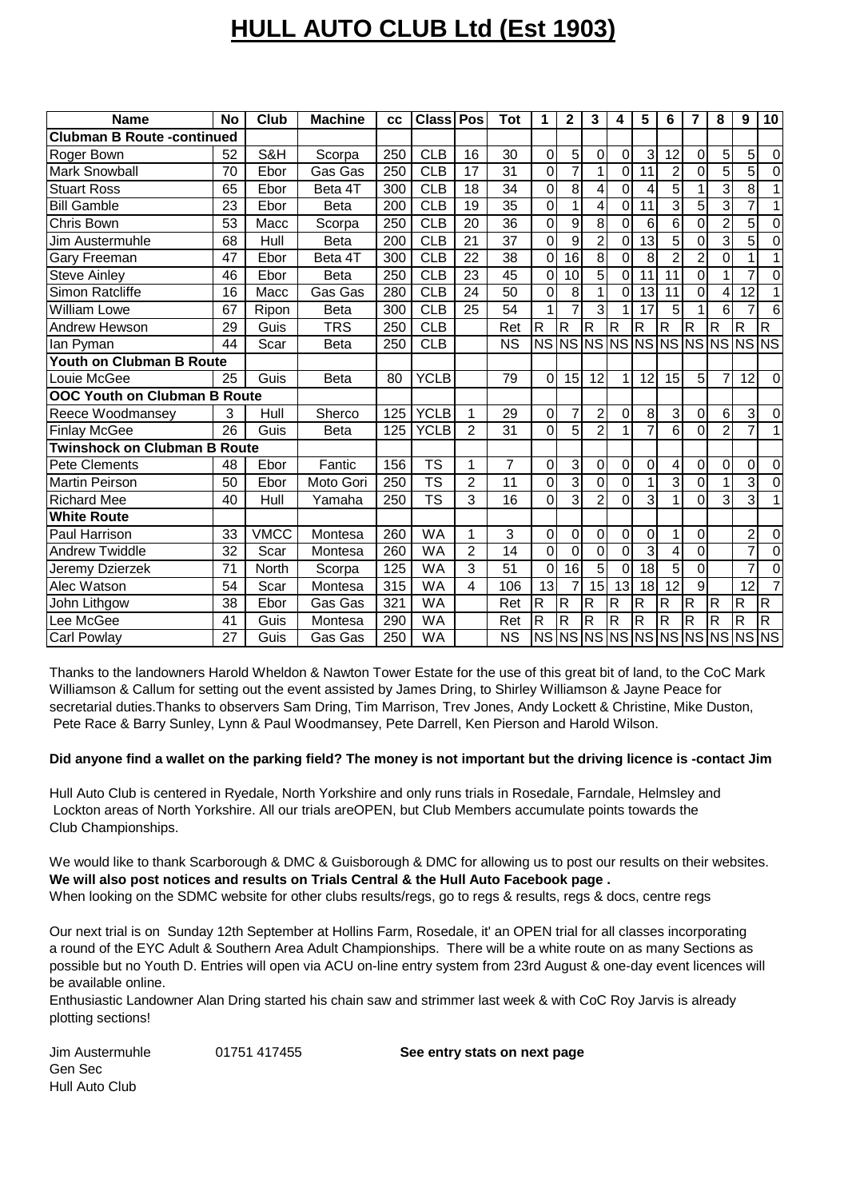# HULL AUTO CLUB Ltd (Est 1903)

| Name | No | Club | Machine | cc | Class | Pos | Tot | 1 | 2 | 3 | 4 | 5 | 6 | 7 | 8 | 9 | 10 |
|---|---|---|---|---|---|---|---|---|---|---|---|---|---|---|---|---|---|
| **Clubman B Route -continued** | | | | | | | | | | | | | | | | | |
| Roger Bown | 52 | S&H | Scorpa | 250 | CLB | 16 | 30 | 0 | 5 | 0 | 0 | 3 | 12 | 0 | 5 | 5 | 0 |
| Mark Snowball | 70 | Ebor | Gas Gas | 250 | CLB | 17 | 31 | 0 | 7 | 1 | 0 | 11 | 2 | 0 | 5 | 5 | 0 |
| Stuart Ross | 65 | Ebor | Beta 4T | 300 | CLB | 18 | 34 | 0 | 8 | 4 | 0 | 4 | 5 | 1 | 3 | 8 | 1 |
| Bill Gamble | 23 | Ebor | Beta | 200 | CLB | 19 | 35 | 0 | 1 | 4 | 0 | 11 | 3 | 5 | 3 | 7 | 1 |
| Chris Bown | 53 | Macc | Scorpa | 250 | CLB | 20 | 36 | 0 | 9 | 8 | 0 | 6 | 6 | 0 | 2 | 5 | 0 |
| Jim Austermuhle | 68 | Hull | Beta | 200 | CLB | 21 | 37 | 0 | 9 | 2 | 0 | 13 | 5 | 0 | 3 | 5 | 0 |
| Gary Freeman | 47 | Ebor | Beta 4T | 300 | CLB | 22 | 38 | 0 | 16 | 8 | 0 | 8 | 2 | 2 | 0 | 1 | 1 |
| Steve Ainley | 46 | Ebor | Beta | 250 | CLB | 23 | 45 | 0 | 10 | 5 | 0 | 11 | 11 | 0 | 1 | 7 | 0 |
| Simon Ratcliffe | 16 | Macc | Gas Gas | 280 | CLB | 24 | 50 | 0 | 8 | 1 | 0 | 13 | 11 | 0 | 4 | 12 | 1 |
| William Lowe | 67 | Ripon | Beta | 300 | CLB | 25 | 54 | 1 | 7 | 3 | 1 | 17 | 5 | 1 | 6 | 7 | 6 |
| Andrew Hewson | 29 | Guis | TRS | 250 | CLB | | Ret | R | R | R | R | R | R | R | R | R | R |
| Ian Pyman | 44 | Scar | Beta | 250 | CLB | | NS | NS | NS | NS | NS | NS | NS | NS | NS | NS | NS |
| **Youth on Clubman B Route** | | | | | | | | | | | | | | | | | |
| Louie McGee | 25 | Guis | Beta | 80 | YCLB | | 79 | 0 | 15 | 12 | 1 | 12 | 15 | 5 | 7 | 12 | 0 |
| **OOC Youth on Clubman B Route** | | | | | | | | | | | | | | | | | |
| Reece Woodmansey | 3 | Hull | Sherco | 125 | YCLB | 1 | 29 | 0 | 7 | 2 | 0 | 8 | 3 | 0 | 6 | 3 | 0 |
| Finlay McGee | 26 | Guis | Beta | 125 | YCLB | 2 | 31 | 0 | 5 | 2 | 1 | 7 | 6 | 0 | 2 | 7 | 1 |
| **Twinshock on Clubman B Route** | | | | | | | | | | | | | | | | | |
| Pete Clements | 48 | Ebor | Fantic | 156 | TS | 1 | 7 | 0 | 3 | 0 | 0 | 0 | 4 | 0 | 0 | 0 | 0 |
| Martin Peirson | 50 | Ebor | Moto Gori | 250 | TS | 2 | 11 | 0 | 3 | 0 | 0 | 1 | 3 | 0 | 1 | 3 | 0 |
| Richard Mee | 40 | Hull | Yamaha | 250 | TS | 3 | 16 | 0 | 3 | 2 | 0 | 3 | 1 | 0 | 3 | 3 | 1 |
| **White Route** | | | | | | | | | | | | | | | | | |
| Paul Harrison | 33 | VMCC | Montesa | 260 | WA | 1 | 3 | 0 | 0 | 0 | 0 | 0 | 1 | 0 | | 2 | 0 |
| Andrew Twiddle | 32 | Scar | Montesa | 260 | WA | 2 | 14 | 0 | 0 | 0 | 0 | 3 | 4 | 0 | | 7 | 0 |
| Jeremy Dzierzek | 71 | North | Scorpa | 125 | WA | 3 | 51 | 0 | 16 | 5 | 0 | 18 | 5 | 0 | | 7 | 0 |
| Alec Watson | 54 | Scar | Montesa | 315 | WA | 4 | 106 | 13 | 7 | 15 | 13 | 18 | 12 | 9 | | 12 | 7 |
| John Lithgow | 38 | Ebor | Gas Gas | 321 | WA | | Ret | R | R | R | R | R | R | R | R | R | R |
| Lee McGee | 41 | Guis | Montesa | 290 | WA | | Ret | R | R | R | R | R | R | R | R | R | R |
| Carl Powlay | 27 | Guis | Gas Gas | 250 | WA | | NS | NS | NS | NS | NS | NS | NS | NS | NS | NS | NS |

Thanks to the landowners Harold Wheldon & Nawton Tower Estate for the use of this great bit of land, to the CoC Mark Williamson & Callum for setting out the event assisted by James Dring, to Shirley Williamson & Jayne Peace for secretarial duties.Thanks to observers Sam Dring, Tim Marrison, Trev Jones, Andy Lockett & Christine, Mike Duston, Pete Race & Barry Sunley, Lynn & Paul Woodmansey, Pete Darrell, Ken Pierson and Harold Wilson.

**Did anyone find a wallet on the parking field? The money is not important but the driving licence is -contact Jim**

Hull Auto Club is centered in Ryedale, North Yorkshire and only runs trials in Rosedale, Farndale, Helmsley and Lockton areas of North Yorkshire. All our trials areOPEN, but Club Members accumulate points towards the Club Championships.

We would like to thank Scarborough & DMC & Guisborough & DMC for allowing us to post our results on their websites.
**We will also post notices and results on Trials Central & the Hull Auto Facebook page .**
When looking on the SDMC website for other clubs results/regs, go to regs & results, regs & docs, centre regs

Our next trial is on Sunday 12th September at Hollins Farm, Rosedale, it' an OPEN trial for all classes incorporating a round of the EYC Adult & Southern Area Adult Championships. There will be a white route on as many Sections as possible but no Youth D. Entries will open via ACU on-line entry system from 23rd August & one-day event licences will be available online.
Enthusiastic Landowner Alan Dring started his chain saw and strimmer last week & with CoC Roy Jarvis is already plotting sections!

Jim Austermuhle　　01751 417455　　**See entry stats on next page**
Gen Sec
Hull Auto Club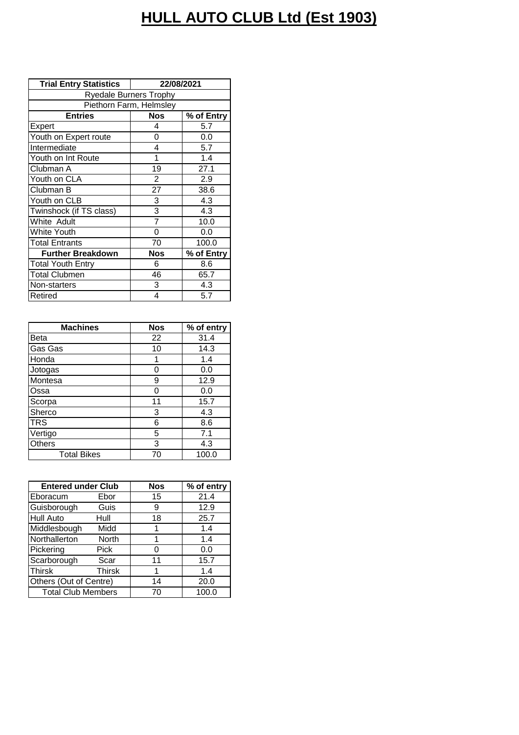# HULL AUTO CLUB Ltd (Est 1903)

| Trial Entry Statistics | 22/08/2021 | |
|---|---|---|
| Ryedale Burners Trophy | | |
| Piethorn Farm, Helmsley | | |
| **Entries** | **Nos** | **% of Entry** |
| Expert | 4 | 5.7 |
| Youth on Expert route | 0 | 0.0 |
| Intermediate | 4 | 5.7 |
| Youth on Int Route | 1 | 1.4 |
| Clubman A | 19 | 27.1 |
| Youth on CLA | 2 | 2.9 |
| Clubman B | 27 | 38.6 |
| Youth on CLB | 3 | 4.3 |
| Twinshock (if TS class) | 3 | 4.3 |
| White Adult | 7 | 10.0 |
| White Youth | 0 | 0.0 |
| Total Entrants | 70 | 100.0 |
| **Further Breakdown** | **Nos** | **% of Entry** |
| Total Youth Entry | 6 | 8.6 |
| Total Clubmen | 46 | 65.7 |
| Non-starters | 3 | 4.3 |
| Retired | 4 | 5.7 |

| Machines | Nos | % of entry |
|---|---|---|
| Beta | 22 | 31.4 |
| Gas Gas | 10 | 14.3 |
| Honda | 1 | 1.4 |
| Jotogas | 0 | 0.0 |
| Montesa | 9 | 12.9 |
| Ossa | 0 | 0.0 |
| Scorpa | 11 | 15.7 |
| Sherco | 3 | 4.3 |
| TRS | 6 | 8.6 |
| Vertigo | 5 | 7.1 |
| Others | 3 | 4.3 |
| Total Bikes | 70 | 100.0 |

| Entered under Club | | Nos | % of entry |
|---|---|---|---|
| Eboracum | Ebor | 15 | 21.4 |
| Guisborough | Guis | 9 | 12.9 |
| Hull Auto | Hull | 18 | 25.7 |
| Middlesbough | Midd | 1 | 1.4 |
| Northallerton | North | 1 | 1.4 |
| Pickering | Pick | 0 | 0.0 |
| Scarborough | Scar | 11 | 15.7 |
| Thirsk | Thirsk | 1 | 1.4 |
| Others (Out of Centre) | | 14 | 20.0 |
| Total Club Members | | 70 | 100.0 |